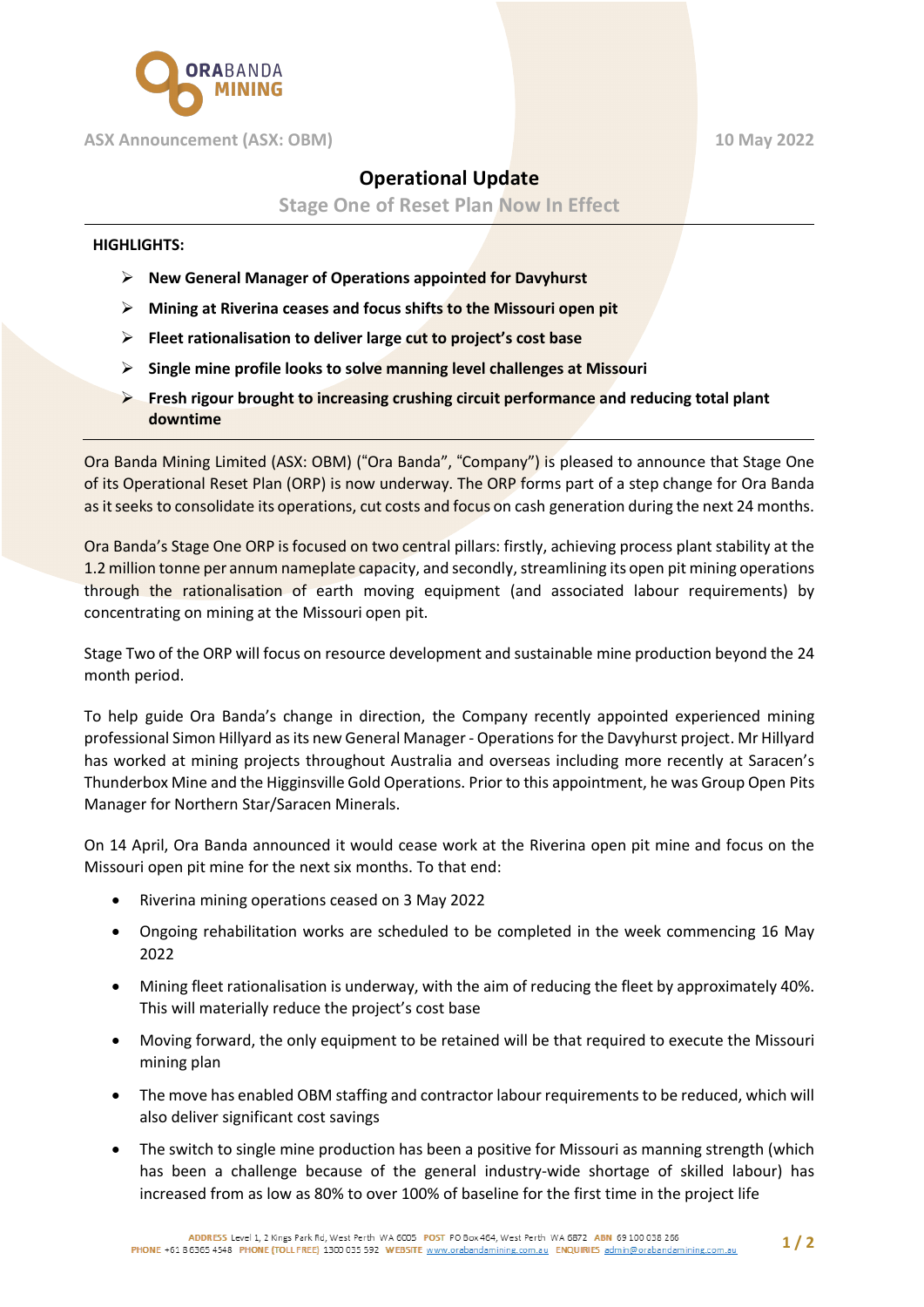ASX Announcement (ASX: OBM) 10 May 2022

# Operational Update

## Stage One of Reset Plan Now In Effect

**HIGHLIGHTS:**

- **New General Manager of Operations appointed for Davyhurst**
- **Mining at Riverina ceases and focus shifts to the Missouri open pit**
- **Fleet rationalisation to deliver large cut to project's cost base**
- **Single mine profile looks to solve manning level challenges at Missouri**
- **Fresh rigour brought to increasing crushing circuit performance and reducing total plant downtime**

Ora Banda Mining Limited (ASX: OBM) ("Ora Banda", "Company") is pleased to announce that Stage One of its Operational Reset Plan (ORP) is now underway. The ORP forms part of a step change for Ora Banda as it seeks to consolidate its operations, cut costs and focus on cash generation during the next 24 months.

Ora Banda's Stage One ORP is focused on two central pillars: firstly, achieving process plant stability at the 1.2 million tonne per annum nameplate capacity, and secondly, streamlining its open pit mining operations through the rationalisation of earth moving equipment (and associated labour requirements) by concentrating on mining at the Missouri open pit.

Stage Two of the ORP will focus on resource development and sustainable mine production beyond the 24 month period.

To help guide Ora Banda's change in direction, the Company recently appointed experienced mining professional Simon Hillyard as its new General Manager - Operations for the Davyhurst project. Mr Hillyard has worked at mining projects throughout Australia and overseas including more recently at Saracen's Thunderbox Mine and the Higginsville Gold Operations. Prior to this appointment, he was Group Open Pits Manager for Northern Star/Saracen Minerals.

On 14 April, Ora Banda announced it would cease work at the Riverina open pit mine and focus on the Missouri open pit mine for the next six months. To that end:

- Riverina mining operations ceased on 3 May 2022
- Ongoing rehabilitation works are scheduled to be completed in the week commencing 16 May 2022
- Mining fleet rationalisation is underway, with the aim of reducing the fleet by approximately 40%. This will materially reduce the project's cost base
- Moving forward, the only equipment to be retained will be that required to execute the Missouri mining plan
- The move has enabled OBM staffing and contractor labour requirements to be reduced, which will also deliver significant cost savings
- The switch to single mine production has been a positive for Missouri as manning strength (which has been a challenge because of the general industry-wide shortage of skilled labour) has increased from as low as 80% to over 100% of baseline for the first time in the project life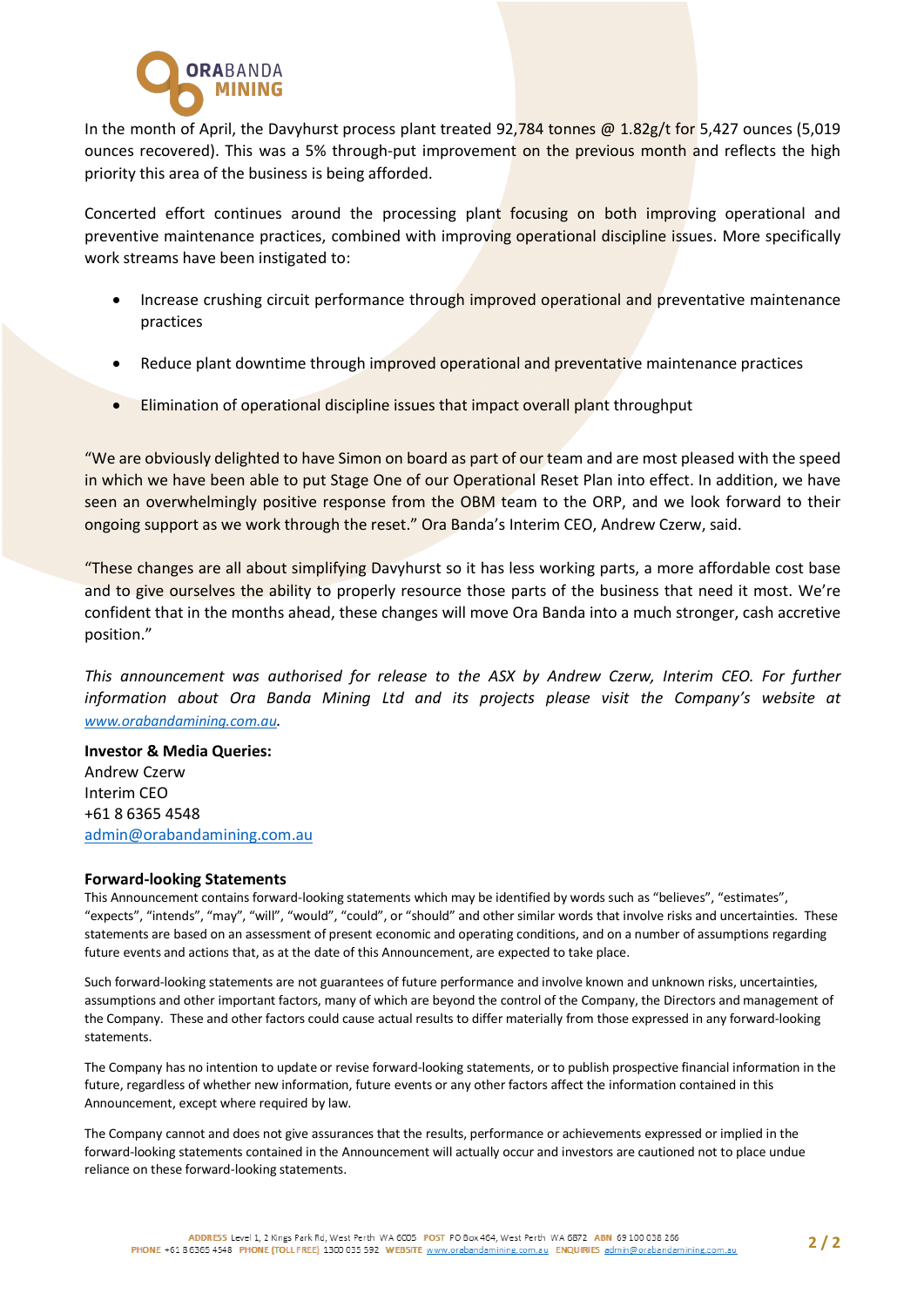In the month of April, the Davyhurst process plant treated 92,784 tonnes @ 1.82g/t for 5,427 ounces (5,019 ounces recovered). This was a 5% through-put improvement on the previous month and reflects the high priority this area of the business is being afforded.

Concerted effort continues around the processing plant focusing on both improving operational and preventive maintenance practices, combined with improving operational discipline issues. More specifically work streams have been instigated to:

- Increase crushing circuit performance through improved operational and preventative maintenance practices
- Reduce plant downtime through improved operational and preventative maintenance practices
- Elimination of operational discipline issues that impact overall plant throughput

"We are obviously delighted to have Simon on board as part of our team and are most pleased with the speed in which we have been able to put Stage One of our Operational Reset Plan into effect. In addition, we have seen an overwhelmingly positive response from the OBM team to the ORP, and we look forward to their ongoing support as we work through the reset." Ora Banda's Interim CEO, Andrew Czerw, said.

"These changes are all about simplifying Davyhurst so it has less working parts, a more affordable cost base and to give ourselves the ability to properly resource those parts of the business that need it most. We're confident that in the months ahead, these changes will move Ora Banda into a much stronger, cash accretive position."

*This announcement was authorised for release to the ASX by Andrew Czerw, Interim CEO. For further information about Ora Banda Mining Ltd and its projects please visit the Company's website at [www.orabandamining.com.au](www.orabandamining.com.au).*

**Investor & Media Queries:**
Andrew Czerw
Interim CEO
+61 8 6365 4548
admin@orabandamining.com.au

**Forward-looking Statements**

This Announcement contains forward-looking statements which may be identified by words such as "believes", "estimates", "expects", "intends", "may", "will", "would", "could", or "should" and other similar words that involve risks and uncertainties. These statements are based on an assessment of present economic and operating conditions, and on a number of assumptions regarding future events and actions that, as at the date of this Announcement, are expected to take place.

Such forward-looking statements are not guarantees of future performance and involve known and unknown risks, uncertainties, assumptions and other important factors, many of which are beyond the control of the Company, the Directors and management of the Company. These and other factors could cause actual results to differ materially from those expressed in any forward-looking statements.

The Company has no intention to update or revise forward-looking statements, or to publish prospective financial information in the future, regardless of whether new information, future events or any other factors affect the information contained in this Announcement, except where required by law.

The Company cannot and does not give assurances that the results, performance or achievements expressed or implied in the forward-looking statements contained in the Announcement will actually occur and investors are cautioned not to place undue reliance on these forward-looking statements.